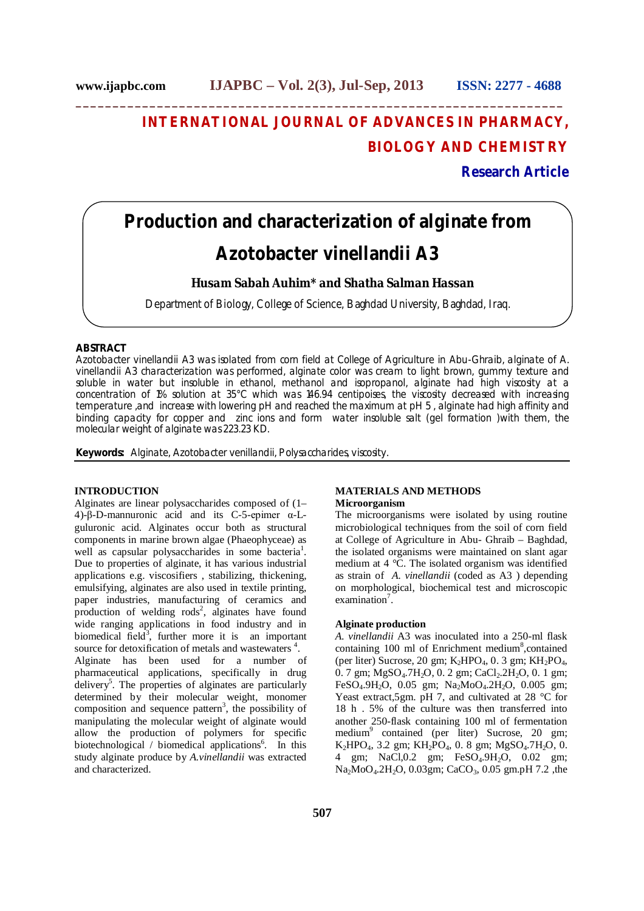INTERNATIONAL JOURNAL OF ADVANCES IN PHARMACY, BIOLOGY AND CHEMISTRY

**Research Article**

# Production and characterization of alginate from Azotobacter vinellandii A3

**Husam Sabah Auhim* and Shatha Salman Hassan**

Department of Biology, College of Science, Baghdad University, Baghdad, Iraq.

## ABSTRACT

Azotobacter vinellandii A3 was isolated from corn field at College of Agriculture in Abu-Ghraib, alginate of A. vinellandii A3 characterization was performed, alginate color was cream to light brown, gummy texture and soluble in water but insoluble in ethanol, methanol and isopropanol, alginate had high viscosity at a concentration of 1% solution at 35°C which was 146.94 centipoises, the viscosity decreased with increasing temperature ,and increase with lowering pH and reached the maximum at pH 5 , alginate had high affinity and binding capacity for copper and zinc ions and form water insoluble salt (gel formation )with them, the molecular weight of alginate was 223.23 KD.

**Keywords:** Alginate, Azotobacter venillandii, Polysaccharides, viscosity.

## INTRODUCTION

Alginates are linear polysaccharides composed of (1–4)-β-D-mannuronic acid and its C-5-epimer α-L-guluronic acid. Alginates occur both as structural components in marine brown algae (Phaeophyceae) as well as capsular polysaccharides in some bacteria[1]. Due to properties of alginate, it has various industrial applications e.g. viscosifiers , stabilizing, thickening, emulsifying, alginates are also used in textile printing, paper industries, manufacturing of ceramics and production of welding rods[2], alginates have found wide ranging applications in food industry and in biomedical field[3], further more it is an important source for detoxification of metals and wastewaters [4].

Alginate has been used for a number of pharmaceutical applications, specifically in drug delivery[5]. The properties of alginates are particularly determined by their molecular weight, monomer composition and sequence pattern[3], the possibility of manipulating the molecular weight of alginate would allow the production of polymers for specific biotechnological / biomedical applications[6]. In this study alginate produce by *A.vinellandii* was extracted and characterized.

## MATERIALS AND METHODS

### Microorganism

The microorganisms were isolated by using routine microbiological techniques from the soil of corn field at College of Agriculture in Abu- Ghraib – Baghdad, the isolated organisms were maintained on slant agar medium at 4 °C. The isolated organism was identified as strain of *A. vinellandii* (coded as A3 ) depending on morphological, biochemical test and microscopic examination[7].

### Alginate production

*A. vinellandii* A3 was inoculated into a 250-ml flask containing 100 ml of Enrichment medium[8],contained (per liter) Sucrose, 20 gm; $K_2HPO_4$, 0. 3 gm; $KH_2PO_4$, 0. 7 gm; $MgSO_4.7H_2O$, 0. 2 gm; $CaCl_2.2H_2O$, 0. 1 gm; $FeSO_4.9H_2O$, 0.05 gm; $Na_2MoO_4.2H_2O$, 0.005 gm; Yeast extract,5gm. pH 7, and cultivated at 28 °C for 18 h . 5% of the culture was then transferred into another 250-flask containing 100 ml of fermentation medium[9] contained (per liter) Sucrose, 20 gm; $K_2HPO_4$, 3.2 gm; $KH_2PO_4$, 0. 8 gm; $MgSO_4.7H_2O$, 0. 4 gm; NaCl,0.2 gm; $FeSO_4.9H_2O$, 0.02 gm; $Na_2MoO_4.2H_2O$, 0.03gm; $CaCO_3$, 0.05 gm.pH 7.2 ,the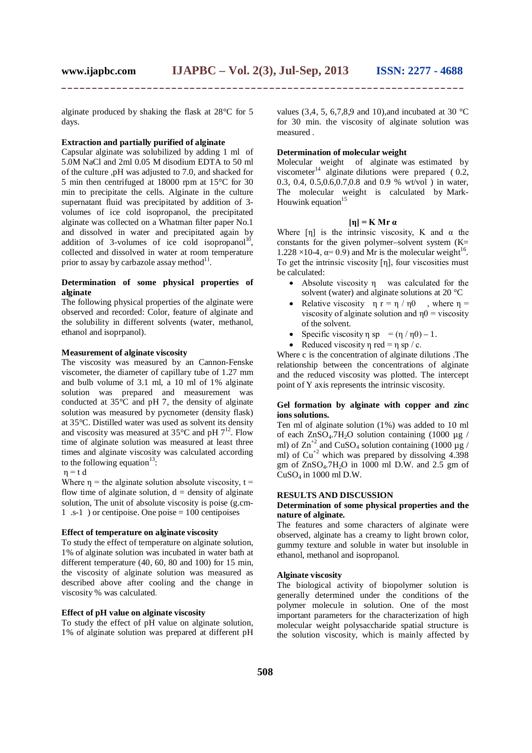alginate produced by shaking the flask at 28°C for 5 days.

**Extraction and partially purified of alginate**

Capsular alginate was solubilized by adding 1 ml of 5.0M NaCl and 2ml 0.05 M disodium EDTA to 50 ml of the culture ,pH was adjusted to 7.0, and shacked for 5 min then centrifuged at 18000 rpm at 15°C for 30 min to precipitate the cells. Alginate in the culture supernatant fluid was precipitated by addition of 3-volumes of ice cold isopropanol, the precipitated alginate was collected on a Whatman filter paper No.1 and dissolved in water and precipitated again by addition of 3-volumes of ice cold isopropanol[10], collected and dissolved in water at room temperature prior to assay by carbazole assay method[11].

**Determination of some physical properties of alginate**

The following physical properties of the alginate were observed and recorded: Color, feature of alginate and the solubility in different solvents (water, methanol, ethanol and isoprpanol).

**Measurement of alginate viscosity**

The viscosity was measured by an Cannon-Fenske viscometer, the diameter of capillary tube of 1.27 mm and bulb volume of 3.1 ml, a 10 ml of 1% alginate solution was prepared and measurement was conducted at 35°C and pH 7, the density of alginate solution was measured by pycnometer (density flask) at 35°C. Distilled water was used as solvent its density and viscosity was measured at 35°C and pH 7[12]. Flow time of alginate solution was measured at least three times and alginate viscosity was calculated according to the following equation[13]:

$\eta = t\ d$

Where $\eta$ = the alginate solution absolute viscosity, t = flow time of alginate solution, d = density of alginate solution, The unit of absolute viscosity is poise (g.cm-1 .s-1 ) or centipoise. One poise = 100 centipoises

**Effect of temperature on alginate viscosity**

To study the effect of temperature on alginate solution, 1% of alginate solution was incubated in water bath at different temperature (40, 60, 80 and 100) for 15 min, the viscosity of alginate solution was measured as described above after cooling and the change in viscosity % was calculated.

**Effect of pH value on alginate viscosity**

To study the effect of pH value on alginate solution, 1% of alginate solution was prepared at different pH values (3,4, 5, 6,7,8,9 and 10),and incubated at 30 °C for 30 min. the viscosity of alginate solution was measured .

**Determination of molecular weight**

Molecular weight of alginate was estimated by viscometer[14] alginate dilutions were prepared ( 0.2, 0.3, 0.4, 0.5,0.6,0.7,0.8 and 0.9 % wt/vol ) in water, The molecular weight is calculated by Mark-Houwink equation[15]

$$[\eta] = K\ Mr^{\alpha}$$

Where $[\eta]$ is the intrinsic viscosity, K and $\alpha$ the constants for the given polymer–solvent system (K= $1.228 \times 10^{-4}$, $\alpha$= 0.9) and Mr is the molecular weight[16]. To get the intrinsic viscosity $[\eta]$, four viscosities must be calculated:

- Absolute viscosity $\eta$ was calculated for the solvent (water) and alginate solutions at 20 °C
- Relative viscosity $\eta_r = \eta / \eta_0$ , where $\eta$ = viscosity of alginate solution and $\eta_0$ = viscosity of the solvent.
- Specific viscosity $\eta_{sp} = (\eta / \eta_0) - 1$.
- Reduced viscosity $\eta_{red} = \eta_{sp} / c$.

Where c is the concentration of alginate dilutions .The relationship between the concentrations of alginate and the reduced viscosity was plotted. The intercept point of Y axis represents the intrinsic viscosity.

**Gel formation by alginate with copper and zinc ions solutions.**

Ten ml of alginate solution (1%) was added to 10 ml of each $ZnSO_4.7H_2O$ solution containing (1000 µg / ml) of $Zn^{+2}$ and $CuSO_4$ solution containing (1000 µg / ml) of $Cu^{+2}$ which was prepared by dissolving 4.398 gm of $ZnSO_4.7H_2O$ in 1000 ml D.W. and 2.5 gm of $CuSO_4$ in 1000 ml D.W.

## RESULTS AND DISCUSSION

**Determination of some physical properties and the nature of alginate.**

The features and some characters of alginate were observed, alginate has a creamy to light brown color, gummy texture and soluble in water but insoluble in ethanol, methanol and isopropanol.

**Alginate viscosity**

The biological activity of biopolymer solution is generally determined under the conditions of the polymer molecule in solution. One of the most important parameters for the characterization of high molecular weight polysaccharide spatial structure is the solution viscosity, which is mainly affected by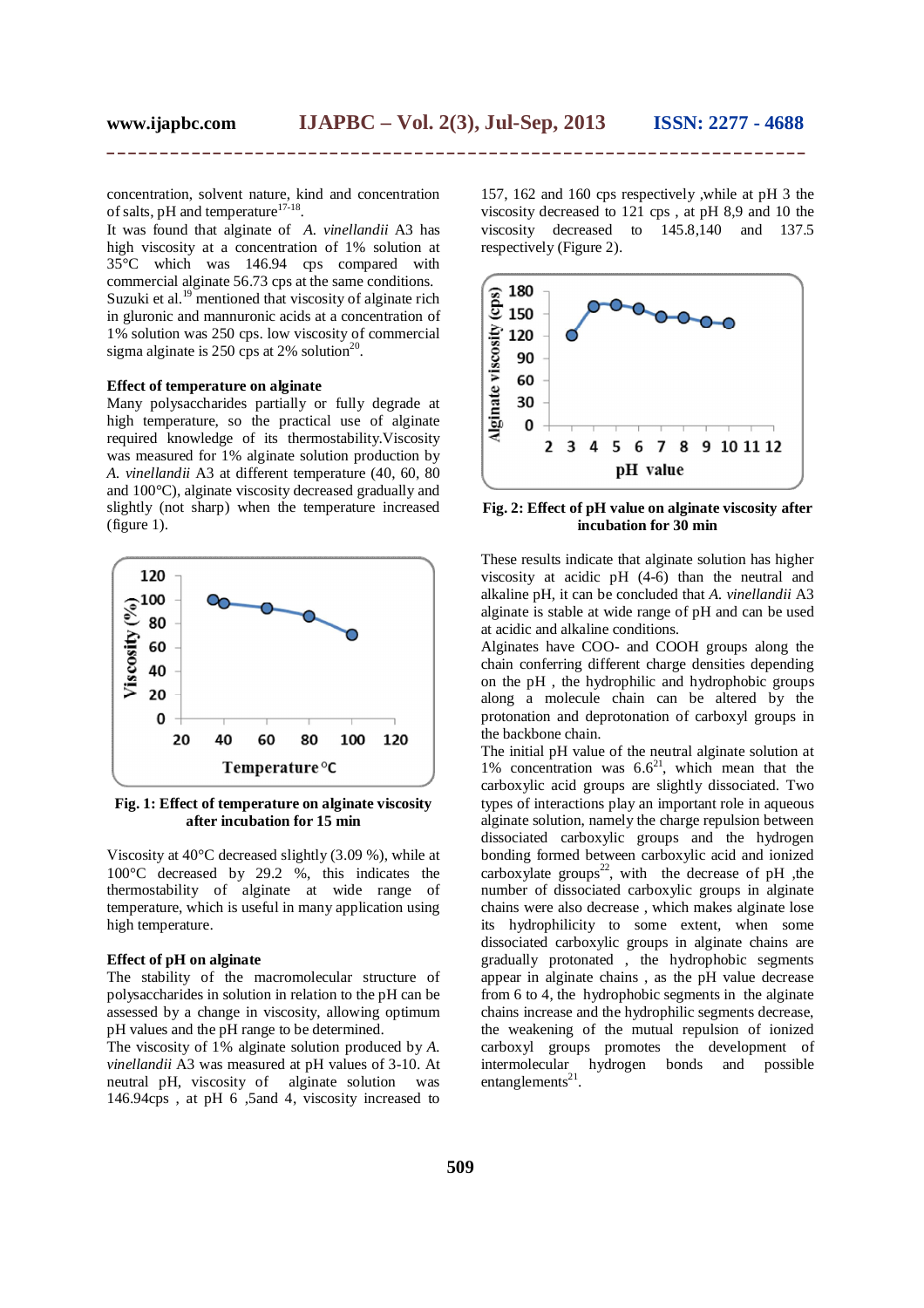concentration, solvent nature, kind and concentration of salts, pH and temperature[17-18].

It was found that alginate of *A. vinellandii* A3 has high viscosity at a concentration of 1% solution at 35°C which was 146.94 cps compared with commercial alginate 56.73 cps at the same conditions. Suzuki et al.[19] mentioned that viscosity of alginate rich in glruonic and mannuronic acids at a concentration of 1% solution was 250 cps. low viscosity of commercial sigma alginate is 250 cps at 2% solution[20].

### Effect of temperature on alginate

Many polysaccharides partially or fully degrade at high temperature, so the practical use of alginate required knowledge of its thermostability.Viscosity was measured for 1% alginate solution production by *A. vinellandii* A3 at different temperature (40, 60, 80 and 100°C), alginate viscosity decreased gradually and slightly (not sharp) when the temperature increased (figure 1).

**Fig. 1: Effect of temperature on alginate viscosity after incubation for 15 min**

Viscosity at 40°C decreased slightly (3.09 %), while at 100°C decreased by 29.2 %, this indicates the thermostability of alginate at wide range of temperature, which is useful in many application using high temperature.

### Effect of pH on alginate

The stability of the macromolecular structure of polysaccharides in solution in relation to the pH can be assessed by a change in viscosity, allowing optimum pH values and the pH range to be determined.

The viscosity of 1% alginate solution produced by *A. vinellandii* A3 was measured at pH values of 3-10. At neutral pH, viscosity of alginate solution was 146.94cps , at pH 6 ,5and 4, viscosity increased to 157, 162 and 160 cps respectively ,while at pH 3 the viscosity decreased to 121 cps , at pH 8,9 and 10 the viscosity decreased to 145.8,140 and 137.5 respectively (Figure 2).

**Fig. 2: Effect of pH value on alginate viscosity after incubation for 30 min**

These results indicate that alginate solution has higher viscosity at acidic pH (4-6) than the neutral and alkaline pH, it can be concluded that *A. vinellandii* A3 alginate is stable at wide range of pH and can be used at acidic and alkaline conditions.

Alginates have COO- and COOH groups along the chain conferring different charge densities depending on the pH , the hydrophilic and hydrophobic groups along a molecule chain can be altered by the protonation and deprotonation of carboxyl groups in the backbone chain.

The initial pH value of the neutral alginate solution at 1% concentration was 6.6[21], which mean that the carboxylic acid groups are slightly dissociated. Two types of interactions play an important role in aqueous alginate solution, namely the charge repulsion between dissociated carboxylic groups and the hydrogen bonding formed between carboxylic acid and ionized carboxylate groups[22], with the decrease of pH ,the number of dissociated carboxylic groups in alginate chains were also decrease , which makes alginate lose its hydrophilicity to some extent, when some dissociated carboxylic groups in alginate chains are gradually protonated , the hydrophobic segments appear in alginate chains , as the pH value decrease from 6 to 4, the hydrophobic segments in the alginate chains increase and the hydrophilic segments decrease, the weakening of the mutual repulsion of ionized carboxyl groups promotes the development of intermolecular hydrogen bonds and possible entanglements[21].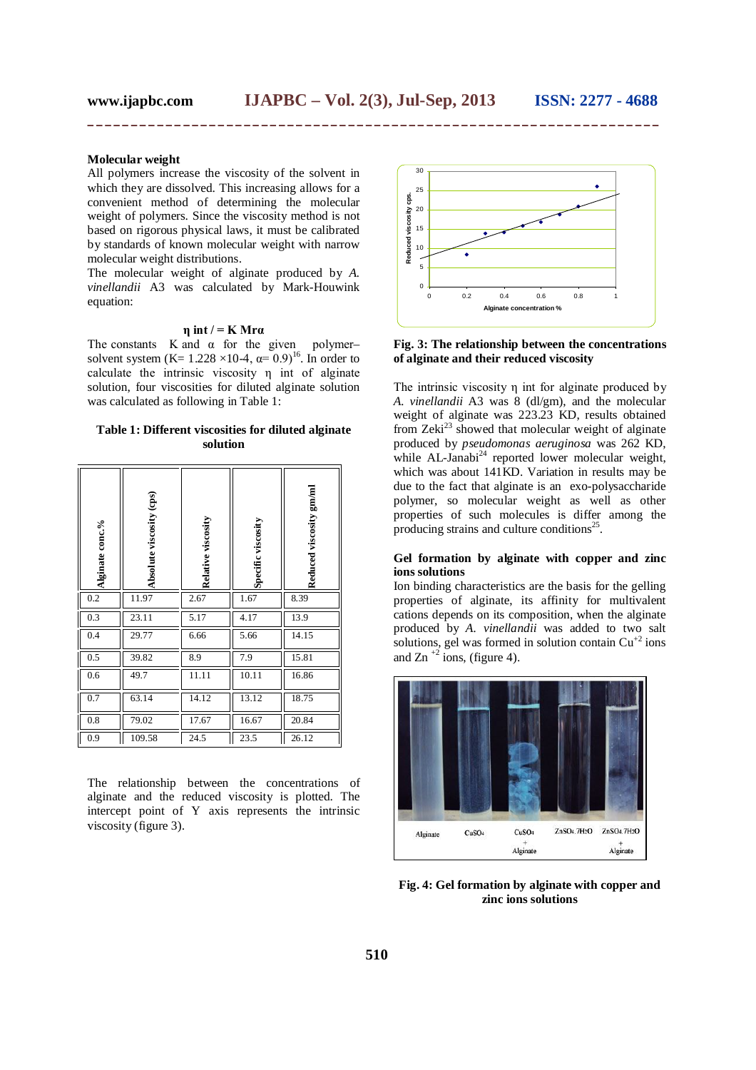**Molecular weight**

All polymers increase the viscosity of the solvent in which they are dissolved. This increasing allows for a convenient method of determining the molecular weight of polymers. Since the viscosity method is not based on rigorous physical laws, it must be calibrated by standards of known molecular weight with narrow molecular weight distributions.

The molecular weight of alginate produced by *A. vinellandii* A3 was calculated by Mark-Houwink equation:

$$\eta \text{ int} / = K \, Mr\alpha$$

The constants K and α for the given polymer–solvent system ($K = 1.228 \times 10^{-4}$, $\alpha = 0.9$)[16]. In order to calculate the intrinsic viscosity η int of alginate solution, four viscosities for diluted alginate solution was calculated as following in Table 1:

**Table 1: Different viscosities for diluted alginate solution**

| Alginate conc.% | Absolute viscosity (cps) | Relative viscosity | Specific viscosity | Reduced viscosity gm/ml |
|---|---|---|---|---|
| 0.2 | 11.97 | 2.67 | 1.67 | 8.39 |
| 0.3 | 23.11 | 5.17 | 4.17 | 13.9 |
| 0.4 | 29.77 | 6.66 | 5.66 | 14.15 |
| 0.5 | 39.82 | 8.9 | 7.9 | 15.81 |
| 0.6 | 49.7 | 11.11 | 10.11 | 16.86 |
| 0.7 | 63.14 | 14.12 | 13.12 | 18.75 |
| 0.8 | 79.02 | 17.67 | 16.67 | 20.84 |
| 0.9 | 109.58 | 24.5 | 23.5 | 26.12 |

The relationship between the concentrations of alginate and the reduced viscosity is plotted. The intercept point of Y axis represents the intrinsic viscosity (figure 3).

**Fig. 3: The relationship between the concentrations of alginate and their reduced viscosity**

The intrinsic viscosity η int for alginate produced by *A. vinellandii* A3 was 8 (dl/gm), and the molecular weight of alginate was 223.23 KD, results obtained from Zeki[23] showed that molecular weight of alginate produced by *pseudomonas aeruginosa* was 262 KD, while AL-Janabi[24] reported lower molecular weight, which was about 141KD. Variation in results may be due to the fact that alginate is an exo-polysaccharide polymer, so molecular weight as well as other properties of such molecules is differ among the producing strains and culture conditions[25].

**Gel formation by alginate with copper and zinc ions solutions**

Ion binding characteristics are the basis for the gelling properties of alginate, its affinity for multivalent cations depends on its composition, when the alginate produced by *A. vinellandii* was added to two salt solutions, gel was formed in solution contain $Cu^{+2}$ ions and $Zn^{+2}$ ions, (figure 4).

**Fig. 4: Gel formation by alginate with copper and zinc ions solutions**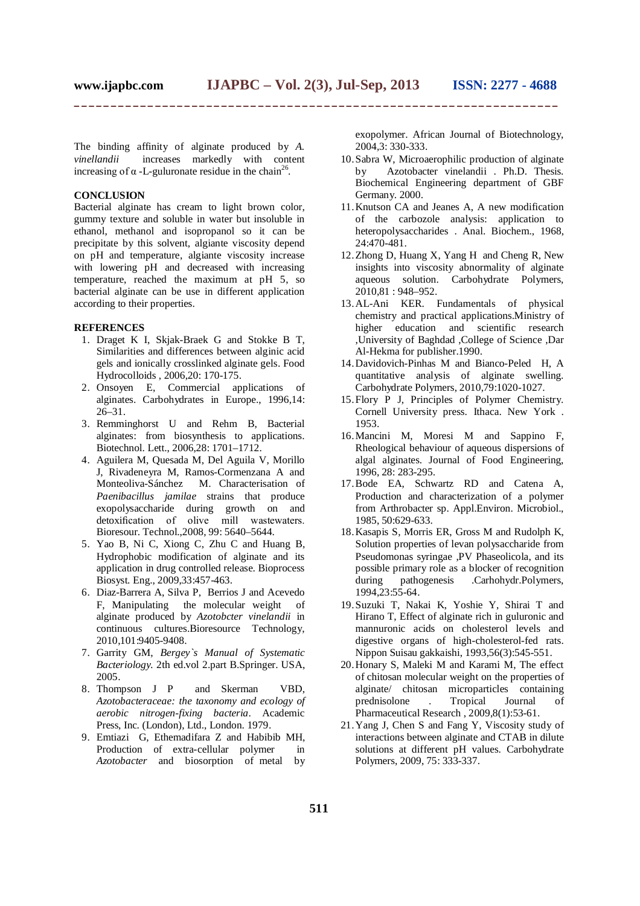The binding affinity of alginate produced by *A. vinellandii* increases markedly with content increasing of α -L-guluronate residue in the chain[26].

## CONCLUSION

Bacterial alginate has cream to light brown color, gummy texture and soluble in water but insoluble in ethanol, methanol and isopropanol so it can be precipitate by this solvent, algiante viscosity depend on pH and temperature, algiante viscosity increase with lowering pH and decreased with increasing temperature, reached the maximum at pH 5, so bacterial alginate can be use in different application according to their properties.

## REFERENCES

1. Draget K I, Skjak-Braek G and Stokke B T, Similarities and differences between alginic acid gels and ionically crosslinked alginate gels. Food Hydrocolloids , 2006,20: 170-175.
2. Onsoyen E, Commercial applications of alginates. Carbohydrates in Europe., 1996,14: 26–31.
3. Remminghorst U and Rehm B, Bacterial alginates: from biosynthesis to applications. Biotechnol. Lett., 2006,28: 1701–1712.
4. Aguilera M, Quesada M, Del Aguila V, Morillo J, Rivadeneyra M, Ramos-Cormenzana A and Monteoliva-Sánchez M. Characterisation of *Paenibacillus jamilae* strains that produce exopolysaccharide during growth on and detoxification of olive mill wastewaters. Bioresour. Technol.,2008, 99: 5640–5644.
5. Yao B, Ni C, Xiong C, Zhu C and Huang B, Hydrophobic modification of alginate and its application in drug controlled release. Bioprocess Biosyst. Eng., 2009,33:457-463.
6. Diaz-Barrera A, Silva P, Berrios J and Acevedo F, Manipulating the molecular weight of alginate produced by *Azotobcter vinelandii* in continuous cultures.Bioresource Technology, 2010,101:9405-9408.
7. Garrity GM, *Bergey`s Manual of Systematic Bacteriology.* 2th ed.vol 2.part B.Springer. USA, 2005.
8. Thompson J P and Skerman VBD, *Azotobacteraceae: the taxonomy and ecology of aerobic nitrogen-fixing bacteria*. Academic Press, Inc. (London), Ltd., London. 1979.
9. Emtiazi G, Ethemadifara Z and Habibib MH, Production of extra-cellular polymer in *Azotobacter* and biosorption of metal by exopolymer. African Journal of Biotechnology, 2004,3: 330-333.
10. Sabra W, Microaerophilic production of alginate by Azotobacter vinelandii . Ph.D. Thesis. Biochemical Engineering department of GBF Germany. 2000.
11. Knutson CA and Jeanes A, A new modification of the carbozole analysis: application to heteropolysaccharides . Anal. Biochem., 1968, 24:470-481.
12. Zhong D, Huang X, Yang H and Cheng R, New insights into viscosity abnormality of alginate aqueous solution. Carbohydrate Polymers, 2010,81 : 948–952.
13. AL-Ani KER. Fundamentals of physical chemistry and practical applications.Ministry of higher education and scientific research ,University of Baghdad ,College of Science ,Dar Al-Hekma for publisher.1990.
14. Davidovich-Pinhas M and Bianco-Peled H, A quantitative analysis of alginate swelling. Carbohydrate Polymers, 2010,79:1020-1027.
15. Flory P J, Principles of Polymer Chemistry. Cornell University press. Ithaca. New York . 1953.
16. Mancini M, Moresi M and Sappino F, Rheological behaviour of aqueous dispersions of algal alginates. Journal of Food Engineering, 1996, 28: 283-295.
17. Bode EA, Schwartz RD and Catena A, Production and characterization of a polymer from Arthrobacter sp. Appl.Environ. Microbiol., 1985, 50:629-633.
18. Kasapis S, Morris ER, Gross M and Rudolph K, Solution properties of levan polysaccharide from Pseudomonas syringae ,PV Phaseolicola, and its possible primary role as a blocker of recognition during pathogenesis .Carhohydr.Polymers, 1994,23:55-64.
19. Suzuki T, Nakai K, Yoshie Y, Shirai T and Hirano T, Effect of alginate rich in guluronic and mannuronic acids on cholesterol levels and digestive organs of high-cholesterol-fed rats. Nippon Suisau gakkaishi, 1993,56(3):545-551.
20. Honary S, Maleki M and Karami M, The effect of chitosan molecular weight on the properties of alginate/ chitosan microparticles containing prednisolone . Tropical Journal of Pharmaceutical Research , 2009,8(1):53-61.
21. Yang J, Chen S and Fang Y, Viscosity study of interactions between alginate and CTAB in dilute solutions at different pH values. Carbohydrate Polymers, 2009, 75: 333-337.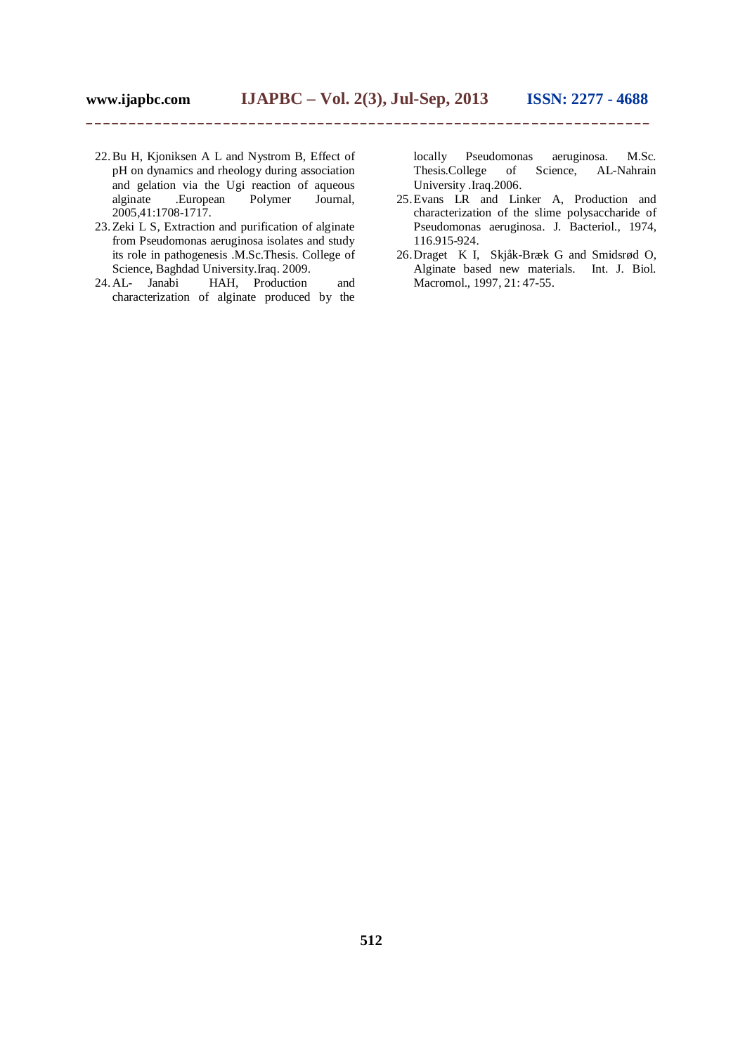22. Bu H, Kjoniksen A L and Nystrom B, Effect of pH on dynamics and rheology during association and gelation via the Ugi reaction of aqueous alginate .European Polymer Journal, 2005,41:1708-1717.
23. Zeki L S, Extraction and purification of alginate from Pseudomonas aeruginosa isolates and study its role in pathogenesis .M.Sc.Thesis. College of Science, Baghdad University.Iraq. 2009.
24. AL- Janabi HAH, Production and characterization of alginate produced by the locally Pseudomonas aeruginosa. M.Sc. Thesis.College of Science, AL-Nahrain University .Iraq.2006.
25. Evans LR and Linker A, Production and characterization of the slime polysaccharide of Pseudomonas aeruginosa. J. Bacteriol., 1974, 116.915-924.
26. Draget K I, Skjåk-Bræk G and Smidsrød O, Alginate based new materials. Int. J. Biol. Macromol., 1997, 21: 47-55.